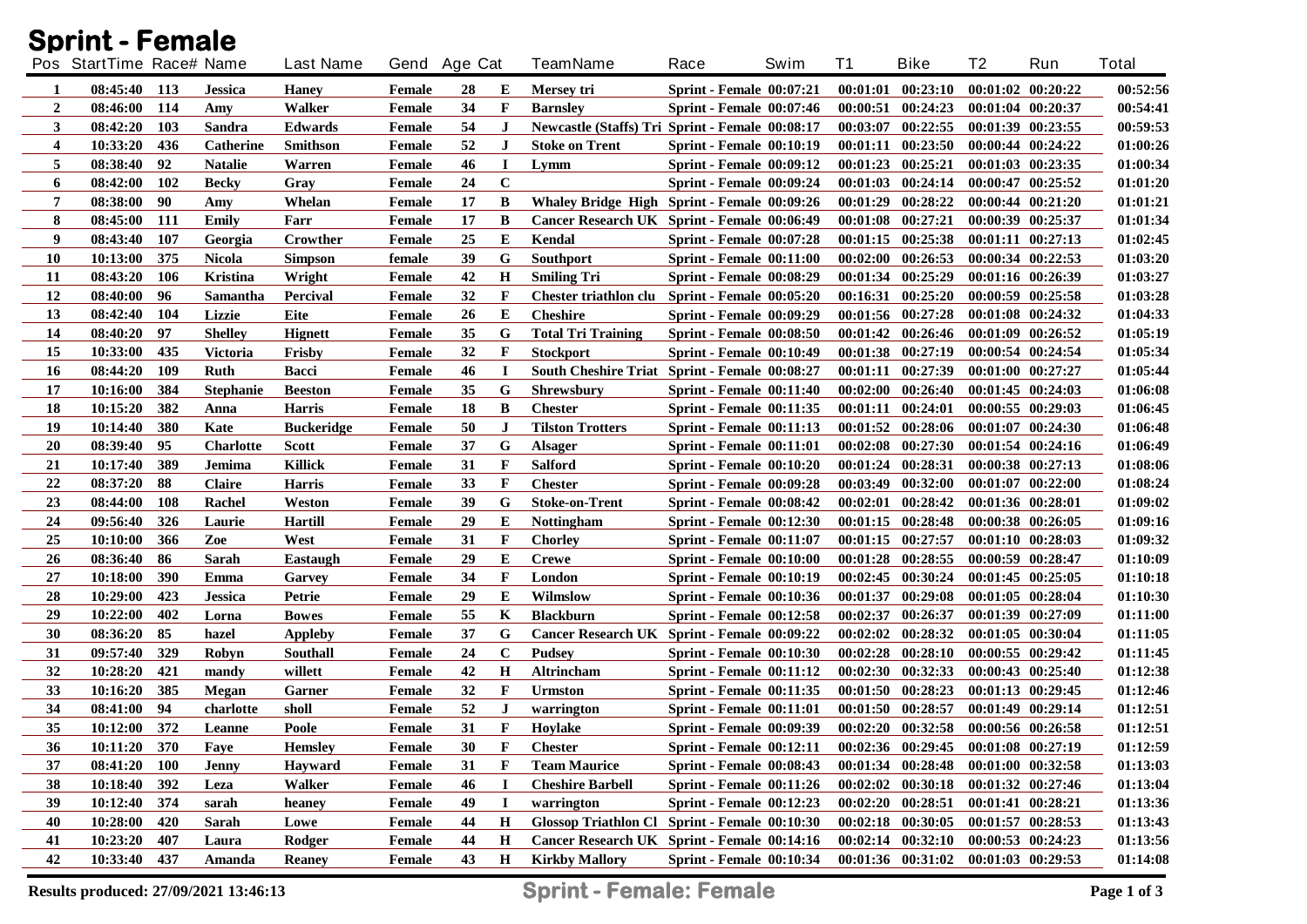# Sprint - Female

| Pos | StartTime | Race# | Name | Last Name | Gend | Age | Cat | TeamName | Race | Swim | T1 | Bike | T2 | Run | Total |
|---|---|---|---|---|---|---|---|---|---|---|---|---|---|---|---|
| 1 | 08:45:40 | 113 | Jessica | Haney | Female | 28 | E | Mersey tri | Sprint - Female | 00:07:21 | 00:01:01 | 00:23:10 | 00:01:02 | 00:20:22 | 00:52:56 |
| 2 | 08:46:00 | 114 | Amy | Walker | Female | 34 | F | Barnsley | Sprint - Female | 00:07:46 | 00:00:51 | 00:24:23 | 00:01:04 | 00:20:37 | 00:54:41 |
| 3 | 08:42:20 | 103 | Sandra | Edwards | Female | 54 | J | Newcastle (Staffs) Tri | Sprint - Female | 00:08:17 | 00:03:07 | 00:22:55 | 00:01:39 | 00:23:55 | 00:59:53 |
| 4 | 10:33:20 | 436 | Catherine | Smithson | Female | 52 | J | Stoke on Trent | Sprint - Female | 00:10:19 | 00:01:11 | 00:23:50 | 00:00:44 | 00:24:22 | 01:00:26 |
| 5 | 08:38:40 | 92 | Natalie | Warren | Female | 46 | I | Lymm | Sprint - Female | 00:09:12 | 00:01:23 | 00:25:21 | 00:01:03 | 00:23:35 | 01:00:34 |
| 6 | 08:42:00 | 102 | Becky | Gray | Female | 24 | C | | Sprint - Female | 00:09:24 | 00:01:03 | 00:24:14 | 00:00:47 | 00:25:52 | 01:01:20 |
| 7 | 08:38:00 | 90 | Amy | Whelan | Female | 17 | B | Whaley Bridge High | Sprint - Female | 00:09:26 | 00:01:29 | 00:28:22 | 00:00:44 | 00:21:20 | 01:01:21 |
| 8 | 08:45:00 | 111 | Emily | Farr | Female | 17 | B | Cancer Research UK | Sprint - Female | 00:06:49 | 00:01:08 | 00:27:21 | 00:00:39 | 00:25:37 | 01:01:34 |
| 9 | 08:43:40 | 107 | Georgia | Crowther | Female | 25 | E | Kendal | Sprint - Female | 00:07:28 | 00:01:15 | 00:25:38 | 00:01:11 | 00:27:13 | 01:02:45 |
| 10 | 10:13:00 | 375 | Nicola | Simpson | female | 39 | G | Southport | Sprint - Female | 00:11:00 | 00:02:00 | 00:26:53 | 00:00:34 | 00:22:53 | 01:03:20 |
| 11 | 08:43:20 | 106 | Kristina | Wright | Female | 42 | H | Smiling Tri | Sprint - Female | 00:08:29 | 00:01:34 | 00:25:29 | 00:01:16 | 00:26:39 | 01:03:27 |
| 12 | 08:40:00 | 96 | Samantha | Percival | Female | 32 | F | Chester triathlon clu | Sprint - Female | 00:05:20 | 00:16:31 | 00:25:20 | 00:00:59 | 00:25:58 | 01:03:28 |
| 13 | 08:42:40 | 104 | Lizzie | Eite | Female | 26 | E | Cheshire | Sprint - Female | 00:09:29 | 00:01:56 | 00:27:28 | 00:01:08 | 00:24:32 | 01:04:33 |
| 14 | 08:40:20 | 97 | Shelley | Hignett | Female | 35 | G | Total Tri Training | Sprint - Female | 00:08:50 | 00:01:42 | 00:26:46 | 00:01:09 | 00:26:52 | 01:05:19 |
| 15 | 10:33:00 | 435 | Victoria | Frisby | Female | 32 | F | Stockport | Sprint - Female | 00:10:49 | 00:01:38 | 00:27:19 | 00:00:54 | 00:24:54 | 01:05:34 |
| 16 | 08:44:20 | 109 | Ruth | Bacci | Female | 46 | I | South Cheshire Triat | Sprint - Female | 00:08:27 | 00:01:11 | 00:27:39 | 00:01:00 | 00:27:27 | 01:05:44 |
| 17 | 10:16:00 | 384 | Stephanie | Beeston | Female | 35 | G | Shrewsbury | Sprint - Female | 00:11:40 | 00:02:00 | 00:26:40 | 00:01:45 | 00:24:03 | 01:06:08 |
| 18 | 10:15:20 | 382 | Anna | Harris | Female | 18 | B | Chester | Sprint - Female | 00:11:35 | 00:01:11 | 00:24:01 | 00:00:55 | 00:29:03 | 01:06:45 |
| 19 | 10:14:40 | 380 | Kate | Buckeridge | Female | 50 | J | Tilston Trotters | Sprint - Female | 00:11:13 | 00:01:52 | 00:28:06 | 00:01:07 | 00:24:30 | 01:06:48 |
| 20 | 08:39:40 | 95 | Charlotte | Scott | Female | 37 | G | Alsager | Sprint - Female | 00:11:01 | 00:02:08 | 00:27:30 | 00:01:54 | 00:24:16 | 01:06:49 |
| 21 | 10:17:40 | 389 | Jemima | Killick | Female | 31 | F | Salford | Sprint - Female | 00:10:20 | 00:01:24 | 00:28:31 | 00:00:38 | 00:27:13 | 01:08:06 |
| 22 | 08:37:20 | 88 | Claire | Harris | Female | 33 | F | Chester | Sprint - Female | 00:09:28 | 00:03:49 | 00:32:00 | 00:01:07 | 00:22:00 | 01:08:24 |
| 23 | 08:44:00 | 108 | Rachel | Weston | Female | 39 | G | Stoke-on-Trent | Sprint - Female | 00:08:42 | 00:02:01 | 00:28:42 | 00:01:36 | 00:28:01 | 01:09:02 |
| 24 | 09:56:40 | 326 | Laurie | Hartill | Female | 29 | E | Nottingham | Sprint - Female | 00:12:30 | 00:01:15 | 00:28:48 | 00:00:38 | 00:26:05 | 01:09:16 |
| 25 | 10:10:00 | 366 | Zoe | West | Female | 31 | F | Chorley | Sprint - Female | 00:11:07 | 00:01:15 | 00:27:57 | 00:01:10 | 00:28:03 | 01:09:32 |
| 26 | 08:36:40 | 86 | Sarah | Eastaugh | Female | 29 | E | Crewe | Sprint - Female | 00:10:00 | 00:01:28 | 00:28:55 | 00:00:59 | 00:28:47 | 01:10:09 |
| 27 | 10:18:00 | 390 | Emma | Garvey | Female | 34 | F | London | Sprint - Female | 00:10:19 | 00:02:45 | 00:30:24 | 00:01:45 | 00:25:05 | 01:10:18 |
| 28 | 10:29:00 | 423 | Jessica | Petrie | Female | 29 | E | Wilmslow | Sprint - Female | 00:10:36 | 00:01:37 | 00:29:08 | 00:01:05 | 00:28:04 | 01:10:30 |
| 29 | 10:22:00 | 402 | Lorna | Bowes | Female | 55 | K | Blackburn | Sprint - Female | 00:12:58 | 00:02:37 | 00:26:37 | 00:01:39 | 00:27:09 | 01:11:00 |
| 30 | 08:36:20 | 85 | hazel | Appleby | Female | 37 | G | Cancer Research UK | Sprint - Female | 00:09:22 | 00:02:02 | 00:28:32 | 00:01:05 | 00:30:04 | 01:11:05 |
| 31 | 09:57:40 | 329 | Robyn | Southall | Female | 24 | C | Pudsey | Sprint - Female | 00:10:30 | 00:02:28 | 00:28:10 | 00:00:55 | 00:29:42 | 01:11:45 |
| 32 | 10:28:20 | 421 | mandy | willett | Female | 42 | H | Altrincham | Sprint - Female | 00:11:12 | 00:02:30 | 00:32:33 | 00:00:43 | 00:25:40 | 01:12:38 |
| 33 | 10:16:20 | 385 | Megan | Garner | Female | 32 | F | Urmston | Sprint - Female | 00:11:35 | 00:01:50 | 00:28:23 | 00:01:13 | 00:29:45 | 01:12:46 |
| 34 | 08:41:00 | 94 | charlotte | sholl | Female | 52 | J | warrington | Sprint - Female | 00:11:01 | 00:01:50 | 00:28:57 | 00:01:49 | 00:29:14 | 01:12:51 |
| 35 | 10:12:00 | 372 | Leanne | Poole | Female | 31 | F | Hoylake | Sprint - Female | 00:09:39 | 00:02:20 | 00:32:58 | 00:00:56 | 00:26:58 | 01:12:51 |
| 36 | 10:11:20 | 370 | Faye | Hemsley | Female | 30 | F | Chester | Sprint - Female | 00:12:11 | 00:02:36 | 00:29:45 | 00:01:08 | 00:27:19 | 01:12:59 |
| 37 | 08:41:20 | 100 | Jenny | Hayward | Female | 31 | F | Team Maurice | Sprint - Female | 00:08:43 | 00:01:34 | 00:28:48 | 00:01:00 | 00:32:58 | 01:13:03 |
| 38 | 10:18:40 | 392 | Leza | Walker | Female | 46 | I | Cheshire Barbell | Sprint - Female | 00:11:26 | 00:02:02 | 00:30:18 | 00:01:32 | 00:27:46 | 01:13:04 |
| 39 | 10:12:40 | 374 | sarah | heaney | Female | 49 | I | warrington | Sprint - Female | 00:12:23 | 00:02:20 | 00:28:51 | 00:01:41 | 00:28:21 | 01:13:36 |
| 40 | 10:28:00 | 420 | Sarah | Lowe | Female | 44 | H | Glossop Triathlon Cl | Sprint - Female | 00:10:30 | 00:02:18 | 00:30:05 | 00:01:57 | 00:28:53 | 01:13:43 |
| 41 | 10:23:20 | 407 | Laura | Rodger | Female | 44 | H | Cancer Research UK | Sprint - Female | 00:14:16 | 00:02:14 | 00:32:10 | 00:00:53 | 00:24:23 | 01:13:56 |
| 42 | 10:33:40 | 437 | Amanda | Reaney | Female | 43 | H | Kirkby Mallory | Sprint - Female | 00:10:34 | 00:01:36 | 00:31:02 | 00:01:03 | 00:29:53 | 01:14:08 |

**Results produced: 27/09/2021 13:46:13**

**Sprint - Female: Female**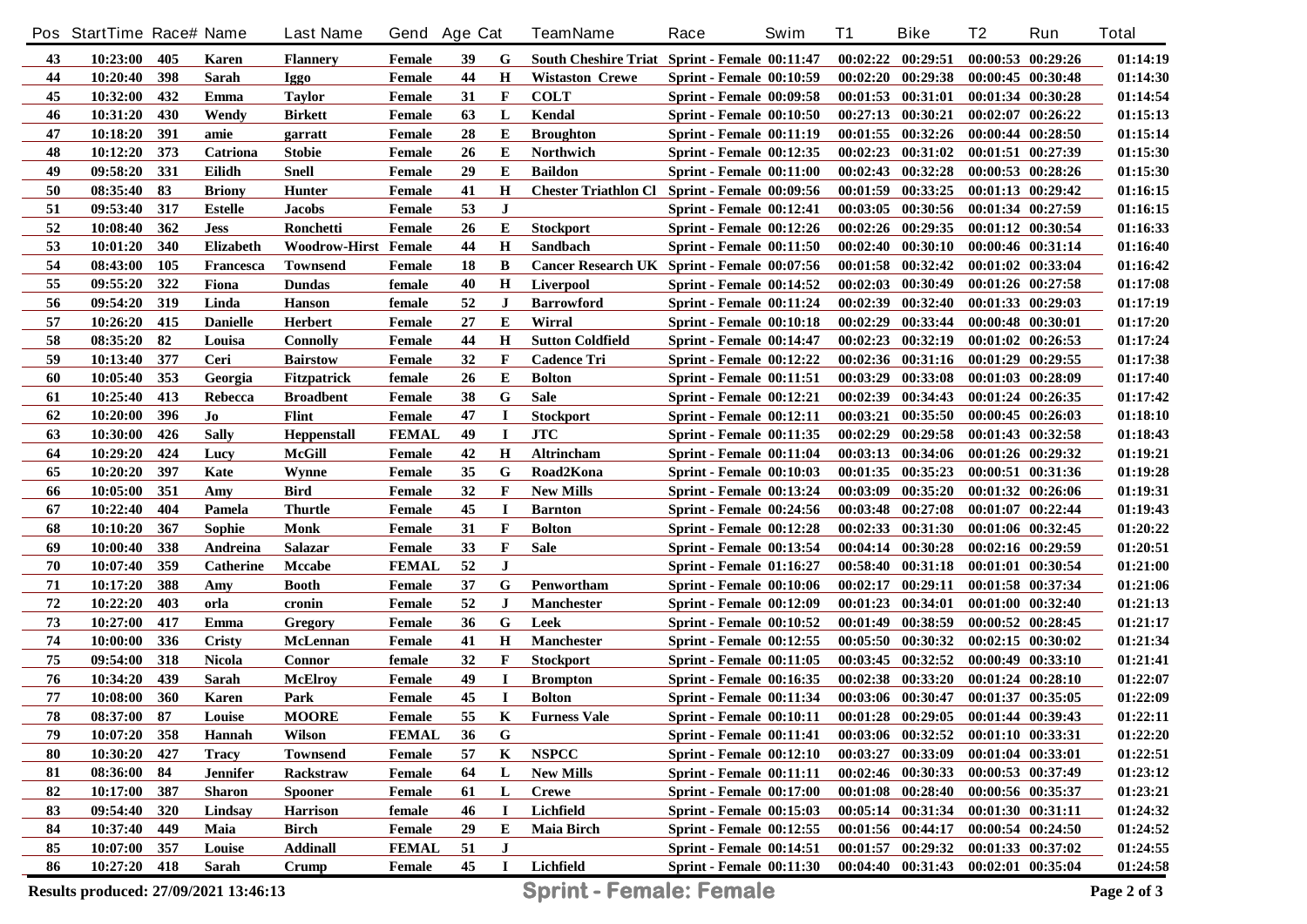| Pos | StartTime | Race# | Name | Last Name | Gend | Age | Cat | TeamName | Race | Swim | T1 | Bike | T2 | Run | Total |
|---|---|---|---|---|---|---|---|---|---|---|---|---|---|---|---|
| 43 | 10:23:00 | 405 | Karen | Flannery | Female | 39 | G | South Cheshire Triat | Sprint - Female | 00:11:47 | 00:02:22 | 00:29:51 | 00:00:53 | 00:29:26 | 01:14:19 |
| 44 | 10:20:40 | 398 | Sarah | Iggo | Female | 44 | H | Wistaston Crewe | Sprint - Female | 00:10:59 | 00:02:20 | 00:29:38 | 00:00:45 | 00:30:48 | 01:14:30 |
| 45 | 10:32:00 | 432 | Emma | Taylor | Female | 31 | F | COLT | Sprint - Female | 00:09:58 | 00:01:53 | 00:31:01 | 00:01:34 | 00:30:28 | 01:14:54 |
| 46 | 10:31:20 | 430 | Wendy | Birkett | Female | 63 | L | Kendal | Sprint - Female | 00:10:50 | 00:27:13 | 00:30:21 | 00:02:07 | 00:26:22 | 01:15:13 |
| 47 | 10:18:20 | 391 | amie | garratt | Female | 28 | E | Broughton | Sprint - Female | 00:11:19 | 00:01:55 | 00:32:26 | 00:00:44 | 00:28:50 | 01:15:14 |
| 48 | 10:12:20 | 373 | Catriona | Stobie | Female | 26 | E | Northwich | Sprint - Female | 00:12:35 | 00:02:23 | 00:31:02 | 00:01:51 | 00:27:39 | 01:15:30 |
| 49 | 09:58:20 | 331 | Eilidh | Snell | Female | 29 | E | Baildon | Sprint - Female | 00:11:00 | 00:02:43 | 00:32:28 | 00:00:53 | 00:28:26 | 01:15:30 |
| 50 | 08:35:40 | 83 | Briony | Hunter | Female | 41 | H | Chester Triathlon Cl | Sprint - Female | 00:09:56 | 00:01:59 | 00:33:25 | 00:01:13 | 00:29:42 | 01:16:15 |
| 51 | 09:53:40 | 317 | Estelle | Jacobs | Female | 53 | J | | Sprint - Female | 00:12:41 | 00:03:05 | 00:30:56 | 00:01:34 | 00:27:59 | 01:16:15 |
| 52 | 10:08:40 | 362 | Jess | Ronchetti | Female | 26 | E | Stockport | Sprint - Female | 00:12:26 | 00:02:26 | 00:29:35 | 00:01:12 | 00:30:54 | 01:16:33 |
| 53 | 10:01:20 | 340 | Elizabeth | Woodrow-Hirst | Female | 44 | H | Sandbach | Sprint - Female | 00:11:50 | 00:02:40 | 00:30:10 | 00:00:46 | 00:31:14 | 01:16:40 |
| 54 | 08:43:00 | 105 | Francesca | Townsend | Female | 18 | B | Cancer Research UK | Sprint - Female | 00:07:56 | 00:01:58 | 00:32:42 | 00:01:02 | 00:33:04 | 01:16:42 |
| 55 | 09:55:20 | 322 | Fiona | Dundas | female | 40 | H | Liverpool | Sprint - Female | 00:14:52 | 00:02:03 | 00:30:49 | 00:01:26 | 00:27:58 | 01:17:08 |
| 56 | 09:54:20 | 319 | Linda | Hanson | female | 52 | J | Barrowford | Sprint - Female | 00:11:24 | 00:02:39 | 00:32:40 | 00:01:33 | 00:29:03 | 01:17:19 |
| 57 | 10:26:20 | 415 | Danielle | Herbert | Female | 27 | E | Wirral | Sprint - Female | 00:10:18 | 00:02:29 | 00:33:44 | 00:00:48 | 00:30:01 | 01:17:20 |
| 58 | 08:35:20 | 82 | Louisa | Connolly | Female | 44 | H | Sutton Coldfield | Sprint - Female | 00:14:47 | 00:02:23 | 00:32:19 | 00:01:02 | 00:26:53 | 01:17:24 |
| 59 | 10:13:40 | 377 | Ceri | Bairstow | Female | 32 | F | Cadence Tri | Sprint - Female | 00:12:22 | 00:02:36 | 00:31:16 | 00:01:29 | 00:29:55 | 01:17:38 |
| 60 | 10:05:40 | 353 | Georgia | Fitzpatrick | female | 26 | E | Bolton | Sprint - Female | 00:11:51 | 00:03:29 | 00:33:08 | 00:01:03 | 00:28:09 | 01:17:40 |
| 61 | 10:25:40 | 413 | Rebecca | Broadbent | Female | 38 | G | Sale | Sprint - Female | 00:12:21 | 00:02:39 | 00:34:43 | 00:01:24 | 00:26:35 | 01:17:42 |
| 62 | 10:20:00 | 396 | Jo | Flint | Female | 47 | I | Stockport | Sprint - Female | 00:12:11 | 00:03:21 | 00:35:50 | 00:00:45 | 00:26:03 | 01:18:10 |
| 63 | 10:30:00 | 426 | Sally | Heppenstall | FEMAL | 49 | I | JTC | Sprint - Female | 00:11:35 | 00:02:29 | 00:29:58 | 00:01:43 | 00:32:58 | 01:18:43 |
| 64 | 10:29:20 | 424 | Lucy | McGill | Female | 42 | H | Altrincham | Sprint - Female | 00:11:04 | 00:03:13 | 00:34:06 | 00:01:26 | 00:29:32 | 01:19:21 |
| 65 | 10:20:20 | 397 | Kate | Wynne | Female | 35 | G | Road2Kona | Sprint - Female | 00:10:03 | 00:01:35 | 00:35:23 | 00:00:51 | 00:31:36 | 01:19:28 |
| 66 | 10:05:00 | 351 | Amy | Bird | Female | 32 | F | New Mills | Sprint - Female | 00:13:24 | 00:03:09 | 00:35:20 | 00:01:32 | 00:26:06 | 01:19:31 |
| 67 | 10:22:40 | 404 | Pamela | Thurtle | Female | 45 | I | Barnton | Sprint - Female | 00:24:56 | 00:03:48 | 00:27:08 | 00:01:07 | 00:22:44 | 01:19:43 |
| 68 | 10:10:20 | 367 | Sophie | Monk | Female | 31 | F | Bolton | Sprint - Female | 00:12:28 | 00:02:33 | 00:31:30 | 00:01:06 | 00:32:45 | 01:20:22 |
| 69 | 10:00:40 | 338 | Andreina | Salazar | Female | 33 | F | Sale | Sprint - Female | 00:13:54 | 00:04:14 | 00:30:28 | 00:02:16 | 00:29:59 | 01:20:51 |
| 70 | 10:07:40 | 359 | Catherine | Mccabe | FEMAL | 52 | J | | Sprint - Female | 01:16:27 | 00:58:40 | 00:31:18 | 00:01:01 | 00:30:54 | 01:21:00 |
| 71 | 10:17:20 | 388 | Amy | Booth | Female | 37 | G | Penwortham | Sprint - Female | 00:10:06 | 00:02:17 | 00:29:11 | 00:01:58 | 00:37:34 | 01:21:06 |
| 72 | 10:22:20 | 403 | orla | cronin | Female | 52 | J | Manchester | Sprint - Female | 00:12:09 | 00:01:23 | 00:34:01 | 00:01:00 | 00:32:40 | 01:21:13 |
| 73 | 10:27:00 | 417 | Emma | Gregory | Female | 36 | G | Leek | Sprint - Female | 00:10:52 | 00:01:49 | 00:38:59 | 00:00:52 | 00:28:45 | 01:21:17 |
| 74 | 10:00:00 | 336 | Cristy | McLennan | Female | 41 | H | Manchester | Sprint - Female | 00:12:55 | 00:05:50 | 00:30:32 | 00:02:15 | 00:30:02 | 01:21:34 |
| 75 | 09:54:00 | 318 | Nicola | Connor | female | 32 | F | Stockport | Sprint - Female | 00:11:05 | 00:03:45 | 00:32:52 | 00:00:49 | 00:33:10 | 01:21:41 |
| 76 | 10:34:20 | 439 | Sarah | McElroy | Female | 49 | I | Brompton | Sprint - Female | 00:16:35 | 00:02:38 | 00:33:20 | 00:01:24 | 00:28:10 | 01:22:07 |
| 77 | 10:08:00 | 360 | Karen | Park | Female | 45 | I | Bolton | Sprint - Female | 00:11:34 | 00:03:06 | 00:30:47 | 00:01:37 | 00:35:05 | 01:22:09 |
| 78 | 08:37:00 | 87 | Louise | MOORE | Female | 55 | K | Furness Vale | Sprint - Female | 00:10:11 | 00:01:28 | 00:29:05 | 00:01:44 | 00:39:43 | 01:22:11 |
| 79 | 10:07:20 | 358 | Hannah | Wilson | FEMAL | 36 | G | | Sprint - Female | 00:11:41 | 00:03:06 | 00:32:52 | 00:01:10 | 00:33:31 | 01:22:20 |
| 80 | 10:30:20 | 427 | Tracy | Townsend | Female | 57 | K | NSPCC | Sprint - Female | 00:12:10 | 00:03:27 | 00:33:09 | 00:01:04 | 00:33:01 | 01:22:51 |
| 81 | 08:36:00 | 84 | Jennifer | Rackstraw | Female | 64 | L | New Mills | Sprint - Female | 00:11:11 | 00:02:46 | 00:30:33 | 00:00:53 | 00:37:49 | 01:23:12 |
| 82 | 10:17:00 | 387 | Sharon | Spooner | Female | 61 | L | Crewe | Sprint - Female | 00:17:00 | 00:01:08 | 00:28:40 | 00:00:56 | 00:35:37 | 01:23:21 |
| 83 | 09:54:40 | 320 | Lindsay | Harrison | female | 46 | I | Lichfield | Sprint - Female | 00:15:03 | 00:05:14 | 00:31:34 | 00:01:30 | 00:31:11 | 01:24:32 |
| 84 | 10:37:40 | 449 | Maia | Birch | Female | 29 | E | Maia Birch | Sprint - Female | 00:12:55 | 00:01:56 | 00:44:17 | 00:00:54 | 00:24:50 | 01:24:52 |
| 85 | 10:07:00 | 357 | Louise | Addinall | FEMAL | 51 | J | | Sprint - Female | 00:14:51 | 00:01:57 | 00:29:32 | 00:01:33 | 00:37:02 | 01:24:55 |
| 86 | 10:27:20 | 418 | Sarah | Crump | Female | 45 | I | Lichfield | Sprint - Female | 00:11:30 | 00:04:40 | 00:31:43 | 00:02:01 | 00:35:04 | 01:24:58 |

Results produced: 27/09/2021 13:46:13

**Sprint - Female: Female**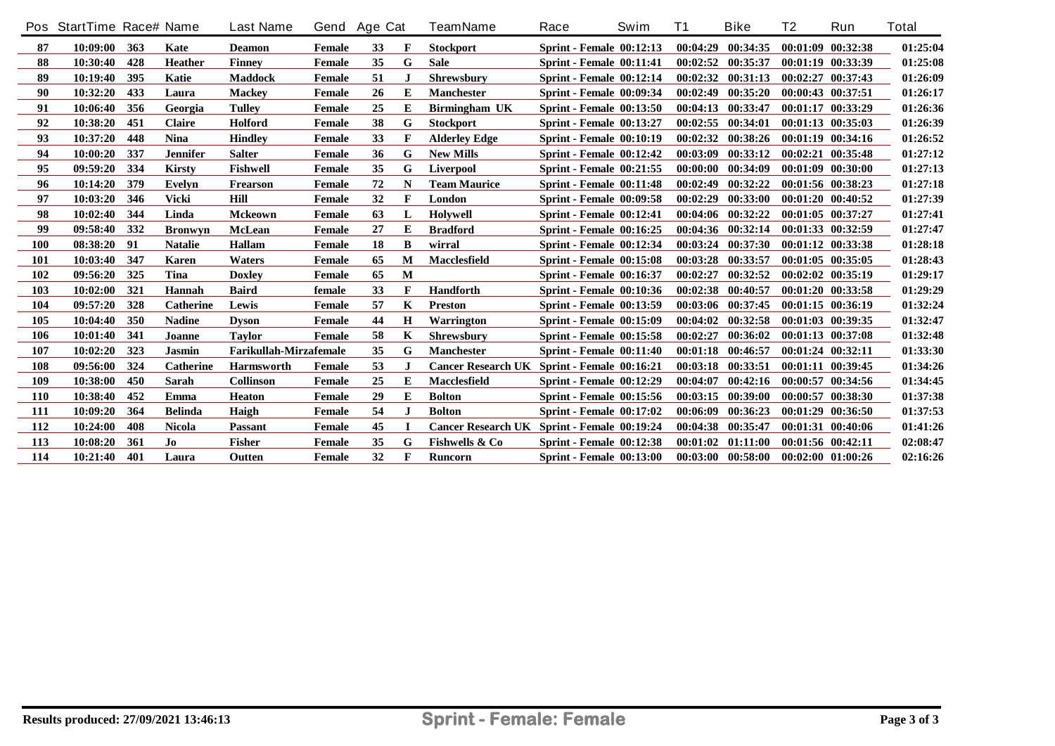| Pos | StartTime | Race# | Name | Last Name | Gend | Age | Cat | TeamName | Race | Swim | T1 | Bike | T2 | Run | Total |
|---|---|---|---|---|---|---|---|---|---|---|---|---|---|---|---|
| 87 | 10:09:00 | 363 | Kate | Deamon | Female | 33 | F | Stockport | Sprint - Female | 00:12:13 | 00:04:29 | 00:34:35 | 00:01:09 | 00:32:38 | 01:25:04 |
| 88 | 10:30:40 | 428 | Heather | Finney | Female | 35 | G | Sale | Sprint - Female | 00:11:41 | 00:02:52 | 00:35:37 | 00:01:19 | 00:33:39 | 01:25:08 |
| 89 | 10:19:40 | 395 | Katie | Maddock | Female | 51 | J | Shrewsbury | Sprint - Female | 00:12:14 | 00:02:32 | 00:31:13 | 00:02:27 | 00:37:43 | 01:26:09 |
| 90 | 10:32:20 | 433 | Laura | Mackey | Female | 26 | E | Manchester | Sprint - Female | 00:09:34 | 00:02:49 | 00:35:20 | 00:00:43 | 00:37:51 | 01:26:17 |
| 91 | 10:06:40 | 356 | Georgia | Tulley | Female | 25 | E | Birmingham UK | Sprint - Female | 00:13:50 | 00:04:13 | 00:33:47 | 00:01:17 | 00:33:29 | 01:26:36 |
| 92 | 10:38:20 | 451 | Claire | Holford | Female | 38 | G | Stockport | Sprint - Female | 00:13:27 | 00:02:55 | 00:34:01 | 00:01:13 | 00:35:03 | 01:26:39 |
| 93 | 10:37:20 | 448 | Nina | Hindley | Female | 33 | F | Alderley Edge | Sprint - Female | 00:10:19 | 00:02:32 | 00:38:26 | 00:01:19 | 00:34:16 | 01:26:52 |
| 94 | 10:00:20 | 337 | Jennifer | Salter | Female | 36 | G | New Mills | Sprint - Female | 00:12:42 | 00:03:09 | 00:33:12 | 00:02:21 | 00:35:48 | 01:27:12 |
| 95 | 09:59:20 | 334 | Kirsty | Fishwell | Female | 35 | G | Liverpool | Sprint - Female | 00:21:55 | 00:00:00 | 00:34:09 | 00:01:09 | 00:30:00 | 01:27:13 |
| 96 | 10:14:20 | 379 | Evelyn | Frearson | Female | 72 | N | Team Maurice | Sprint - Female | 00:11:48 | 00:02:49 | 00:32:22 | 00:01:56 | 00:38:23 | 01:27:18 |
| 97 | 10:03:20 | 346 | Vicki | Hill | Female | 32 | F | London | Sprint - Female | 00:09:58 | 00:02:29 | 00:33:00 | 00:01:20 | 00:40:52 | 01:27:39 |
| 98 | 10:02:40 | 344 | Linda | Mckeown | Female | 63 | L | Holywell | Sprint - Female | 00:12:41 | 00:04:06 | 00:32:22 | 00:01:05 | 00:37:27 | 01:27:41 |
| 99 | 09:58:40 | 332 | Bronwyn | McLean | Female | 27 | E | Bradford | Sprint - Female | 00:16:25 | 00:04:36 | 00:32:14 | 00:01:33 | 00:32:59 | 01:27:47 |
| 100 | 08:38:20 | 91 | Natalie | Hallam | Female | 18 | B | wirral | Sprint - Female | 00:12:34 | 00:03:24 | 00:37:30 | 00:01:12 | 00:33:38 | 01:28:18 |
| 101 | 10:03:40 | 347 | Karen | Waters | Female | 65 | M | Macclesfield | Sprint - Female | 00:15:08 | 00:03:28 | 00:33:57 | 00:01:05 | 00:35:05 | 01:28:43 |
| 102 | 09:56:20 | 325 | Tina | Doxley | Female | 65 | M | | Sprint - Female | 00:16:37 | 00:02:27 | 00:32:52 | 00:02:02 | 00:35:19 | 01:29:17 |
| 103 | 10:02:00 | 321 | Hannah | Baird | female | 33 | F | Handforth | Sprint - Female | 00:10:36 | 00:02:38 | 00:40:57 | 00:01:20 | 00:33:58 | 01:29:29 |
| 104 | 09:57:20 | 328 | Catherine | Lewis | Female | 57 | K | Preston | Sprint - Female | 00:13:59 | 00:03:06 | 00:37:45 | 00:01:15 | 00:36:19 | 01:32:24 |
| 105 | 10:04:40 | 350 | Nadine | Dyson | Female | 44 | H | Warrington | Sprint - Female | 00:15:09 | 00:04:02 | 00:32:58 | 00:01:03 | 00:39:35 | 01:32:47 |
| 106 | 10:01:40 | 341 | Joanne | Taylor | Female | 58 | K | Shrewsbury | Sprint - Female | 00:15:58 | 00:02:27 | 00:36:02 | 00:01:13 | 00:37:08 | 01:32:48 |
| 107 | 10:02:20 | 323 | Jasmin | Farikullah-Mirza | female | 35 | G | Manchester | Sprint - Female | 00:11:40 | 00:01:18 | 00:46:57 | 00:01:24 | 00:32:11 | 01:33:30 |
| 108 | 09:56:00 | 324 | Catherine | Harmsworth | Female | 53 | J | Cancer Research UK | Sprint - Female | 00:16:21 | 00:03:18 | 00:33:51 | 00:01:11 | 00:39:45 | 01:34:26 |
| 109 | 10:38:00 | 450 | Sarah | Collinson | Female | 25 | E | Macclesfield | Sprint - Female | 00:12:29 | 00:04:07 | 00:42:16 | 00:00:57 | 00:34:56 | 01:34:45 |
| 110 | 10:38:40 | 452 | Emma | Heaton | Female | 29 | E | Bolton | Sprint - Female | 00:15:56 | 00:03:15 | 00:39:00 | 00:00:57 | 00:38:30 | 01:37:38 |
| 111 | 10:09:20 | 364 | Belinda | Haigh | Female | 54 | J | Bolton | Sprint - Female | 00:17:02 | 00:06:09 | 00:36:23 | 00:01:29 | 00:36:50 | 01:37:53 |
| 112 | 10:24:00 | 408 | Nicola | Passant | Female | 45 | I | Cancer Research UK | Sprint - Female | 00:19:24 | 00:04:38 | 00:35:47 | 00:01:31 | 00:40:06 | 01:41:26 |
| 113 | 10:08:20 | 361 | Jo | Fisher | Female | 35 | G | Fishwells & Co | Sprint - Female | 00:12:38 | 00:01:02 | 01:11:00 | 00:01:56 | 00:42:11 | 02:08:47 |
| 114 | 10:21:40 | 401 | Laura | Outten | Female | 32 | F | Runcorn | Sprint - Female | 00:13:00 | 00:03:00 | 00:58:00 | 00:02:00 | 01:00:26 | 02:16:26 |

Results produced: 27/09/2021 13:46:13

**Sprint - Female: Female**